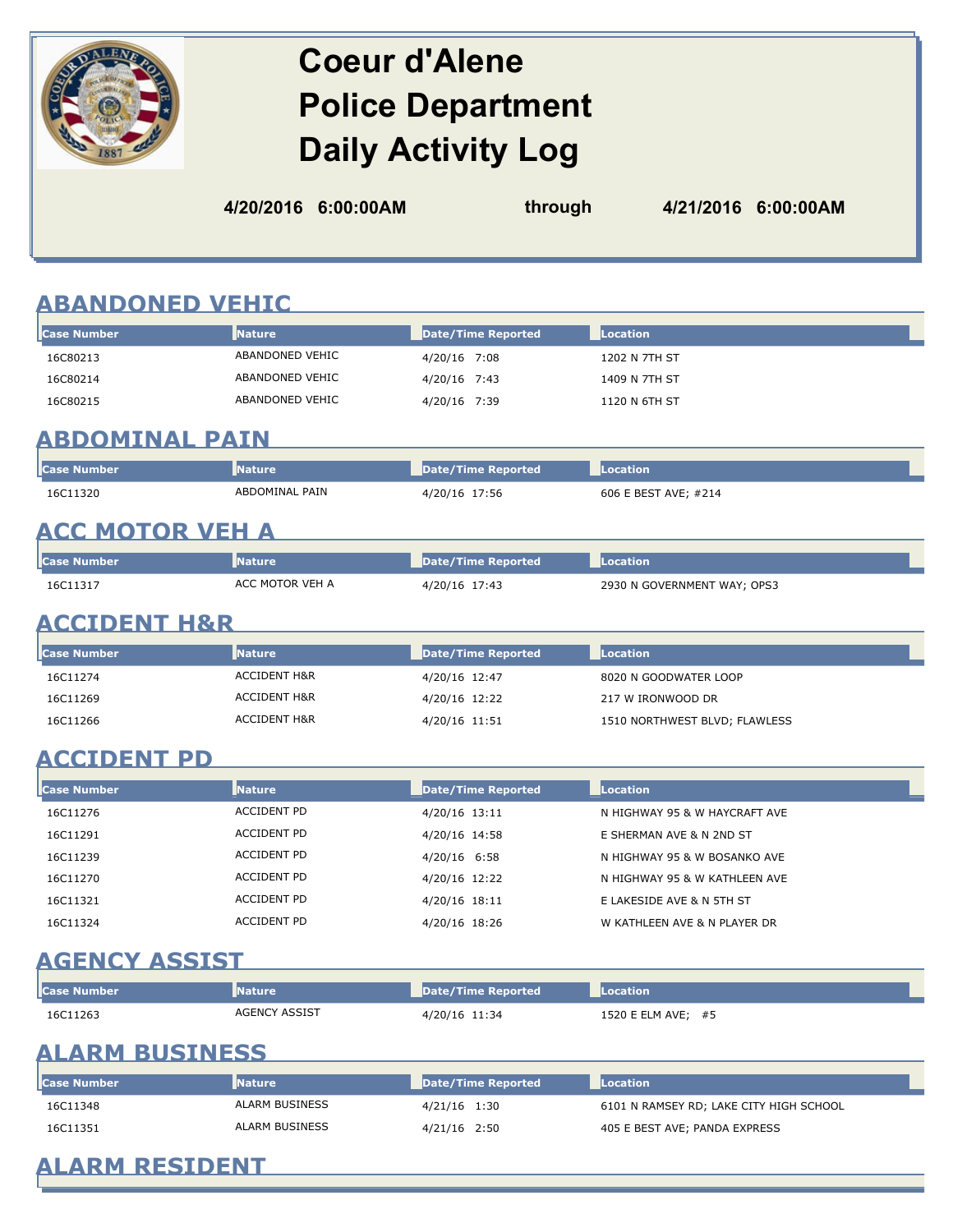# Coeur d'Alene Police Department Daily Activity Log

**4/20/2016 6:00:00AM** through **4/21/2016 6:00:00AM**

## ABANDONED VEHIC

| Case Number | Nature | Date/Time Reported | Location |
|---|---|---|---|
| 16C80213 | ABANDONED VEHIC | 4/20/16 7:08 | 1202 N 7TH ST |
| 16C80214 | ABANDONED VEHIC | 4/20/16 7:43 | 1409 N 7TH ST |
| 16C80215 | ABANDONED VEHIC | 4/20/16 7:39 | 1120 N 6TH ST |

## ABDOMINAL PAIN

| Case Number | Nature | Date/Time Reported | Location |
|---|---|---|---|
| 16C11320 | ABDOMINAL PAIN | 4/20/16 17:56 | 606 E BEST AVE; #214 |

## ACC MOTOR VEH A

| Case Number | Nature | Date/Time Reported | Location |
|---|---|---|---|
| 16C11317 | ACC MOTOR VEH A | 4/20/16 17:43 | 2930 N GOVERNMENT WAY; OPS3 |

## ACCIDENT H&R

| Case Number | Nature | Date/Time Reported | Location |
|---|---|---|---|
| 16C11274 | ACCIDENT H&R | 4/20/16 12:47 | 8020 N GOODWATER LOOP |
| 16C11269 | ACCIDENT H&R | 4/20/16 12:22 | 217 W IRONWOOD DR |
| 16C11266 | ACCIDENT H&R | 4/20/16 11:51 | 1510 NORTHWEST BLVD; FLAWLESS |

## ACCIDENT PD

| Case Number | Nature | Date/Time Reported | Location |
|---|---|---|---|
| 16C11276 | ACCIDENT PD | 4/20/16 13:11 | N HIGHWAY 95 & W HAYCRAFT AVE |
| 16C11291 | ACCIDENT PD | 4/20/16 14:58 | E SHERMAN AVE & N 2ND ST |
| 16C11239 | ACCIDENT PD | 4/20/16 6:58 | N HIGHWAY 95 & W BOSANKO AVE |
| 16C11270 | ACCIDENT PD | 4/20/16 12:22 | N HIGHWAY 95 & W KATHLEEN AVE |
| 16C11321 | ACCIDENT PD | 4/20/16 18:11 | E LAKESIDE AVE & N 5TH ST |
| 16C11324 | ACCIDENT PD | 4/20/16 18:26 | W KATHLEEN AVE & N PLAYER DR |

## AGENCY ASSIST

| Case Number | Nature | Date/Time Reported | Location |
|---|---|---|---|
| 16C11263 | AGENCY ASSIST | 4/20/16 11:34 | 1520 E ELM AVE; #5 |

## ALARM BUSINESS

| Case Number | Nature | Date/Time Reported | Location |
|---|---|---|---|
| 16C11348 | ALARM BUSINESS | 4/21/16 1:30 | 6101 N RAMSEY RD; LAKE CITY HIGH SCHOOL |
| 16C11351 | ALARM BUSINESS | 4/21/16 2:50 | 405 E BEST AVE; PANDA EXPRESS |

## ALARM RESIDENT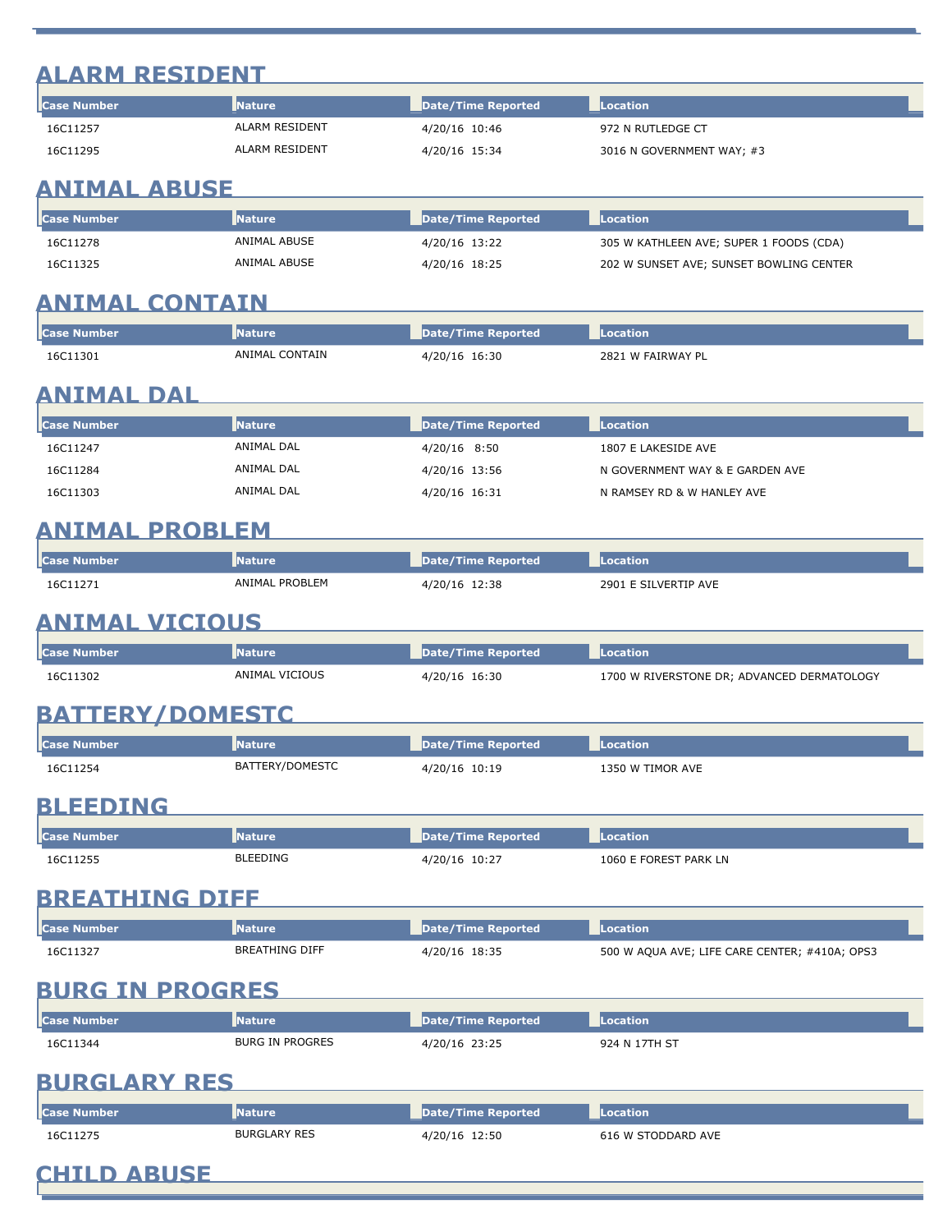## ALARM RESIDENT

| Case Number | Nature | Date/Time Reported | Location |
|---|---|---|---|
| 16C11257 | ALARM RESIDENT | 4/20/16 10:46 | 972 N RUTLEDGE CT |
| 16C11295 | ALARM RESIDENT | 4/20/16 15:34 | 3016 N GOVERNMENT WAY; #3 |

## ANIMAL ABUSE

| Case Number | Nature | Date/Time Reported | Location |
|---|---|---|---|
| 16C11278 | ANIMAL ABUSE | 4/20/16 13:22 | 305 W KATHLEEN AVE; SUPER 1 FOODS (CDA) |
| 16C11325 | ANIMAL ABUSE | 4/20/16 18:25 | 202 W SUNSET AVE; SUNSET BOWLING CENTER |

## ANIMAL CONTAIN

| Case Number | Nature | Date/Time Reported | Location |
|---|---|---|---|
| 16C11301 | ANIMAL CONTAIN | 4/20/16 16:30 | 2821 W FAIRWAY PL |

## ANIMAL DAL

| Case Number | Nature | Date/Time Reported | Location |
|---|---|---|---|
| 16C11247 | ANIMAL DAL | 4/20/16 8:50 | 1807 E LAKESIDE AVE |
| 16C11284 | ANIMAL DAL | 4/20/16 13:56 | N GOVERNMENT WAY & E GARDEN AVE |
| 16C11303 | ANIMAL DAL | 4/20/16 16:31 | N RAMSEY RD & W HANLEY AVE |

## ANIMAL PROBLEM

| Case Number | Nature | Date/Time Reported | Location |
|---|---|---|---|
| 16C11271 | ANIMAL PROBLEM | 4/20/16 12:38 | 2901 E SILVERTIP AVE |

## ANIMAL VICIOUS

| Case Number | Nature | Date/Time Reported | Location |
|---|---|---|---|
| 16C11302 | ANIMAL VICIOUS | 4/20/16 16:30 | 1700 W RIVERSTONE DR; ADVANCED DERMATOLOGY |

## BATTERY/DOMESTC

| Case Number | Nature | Date/Time Reported | Location |
|---|---|---|---|
| 16C11254 | BATTERY/DOMESTC | 4/20/16 10:19 | 1350 W TIMOR AVE |

## BLEEDING

| Case Number | Nature | Date/Time Reported | Location |
|---|---|---|---|
| 16C11255 | BLEEDING | 4/20/16 10:27 | 1060 E FOREST PARK LN |

## BREATHING DIFF

| Case Number | Nature | Date/Time Reported | Location |
|---|---|---|---|
| 16C11327 | BREATHING DIFF | 4/20/16 18:35 | 500 W AQUA AVE; LIFE CARE CENTER; #410A; OPS3 |

## BURG IN PROGRES

| Case Number | Nature | Date/Time Reported | Location |
|---|---|---|---|
| 16C11344 | BURG IN PROGRES | 4/20/16 23:25 | 924 N 17TH ST |

## BURGLARY RES

| Case Number | Nature | Date/Time Reported | Location |
|---|---|---|---|
| 16C11275 | BURGLARY RES | 4/20/16 12:50 | 616 W STODDARD AVE |

## CHILD ABUSE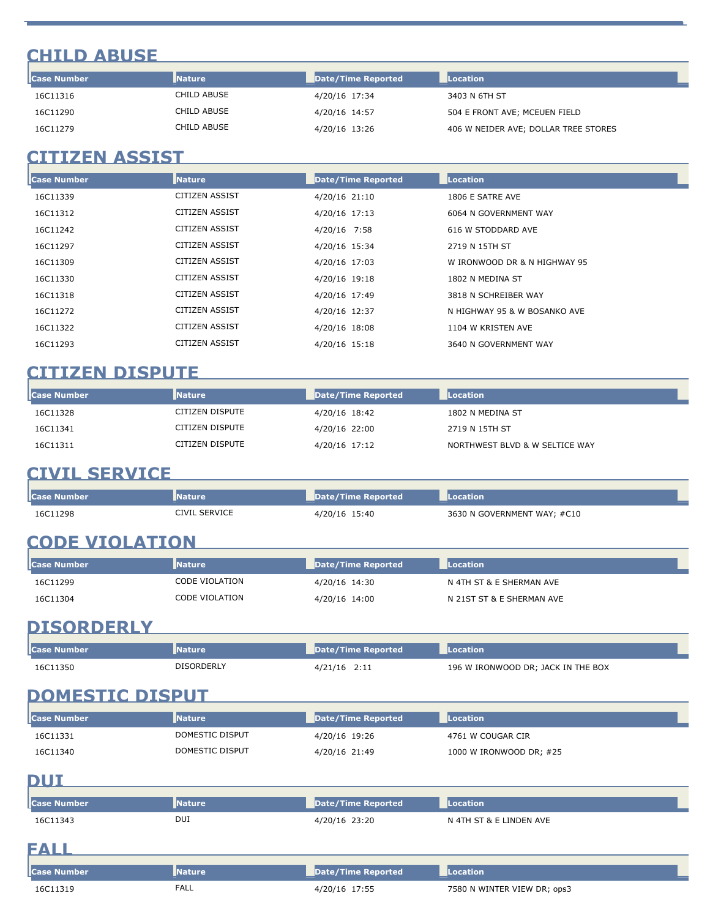## CHILD ABUSE

| Case Number | Nature | Date/Time Reported | Location |
|---|---|---|---|
| 16C11316 | CHILD ABUSE | 4/20/16 17:34 | 3403 N 6TH ST |
| 16C11290 | CHILD ABUSE | 4/20/16 14:57 | 504 E FRONT AVE; MCEUEN FIELD |
| 16C11279 | CHILD ABUSE | 4/20/16 13:26 | 406 W NEIDER AVE; DOLLAR TREE STORES |

## CITIZEN ASSIST

| Case Number | Nature | Date/Time Reported | Location |
|---|---|---|---|
| 16C11339 | CITIZEN ASSIST | 4/20/16 21:10 | 1806 E SATRE AVE |
| 16C11312 | CITIZEN ASSIST | 4/20/16 17:13 | 6064 N GOVERNMENT WAY |
| 16C11242 | CITIZEN ASSIST | 4/20/16 7:58 | 616 W STODDARD AVE |
| 16C11297 | CITIZEN ASSIST | 4/20/16 15:34 | 2719 N 15TH ST |
| 16C11309 | CITIZEN ASSIST | 4/20/16 17:03 | W IRONWOOD DR & N HIGHWAY 95 |
| 16C11330 | CITIZEN ASSIST | 4/20/16 19:18 | 1802 N MEDINA ST |
| 16C11318 | CITIZEN ASSIST | 4/20/16 17:49 | 3818 N SCHREIBER WAY |
| 16C11272 | CITIZEN ASSIST | 4/20/16 12:37 | N HIGHWAY 95 & W BOSANKO AVE |
| 16C11322 | CITIZEN ASSIST | 4/20/16 18:08 | 1104 W KRISTEN AVE |
| 16C11293 | CITIZEN ASSIST | 4/20/16 15:18 | 3640 N GOVERNMENT WAY |

## CITIZEN DISPUTE

| Case Number | Nature | Date/Time Reported | Location |
|---|---|---|---|
| 16C11328 | CITIZEN DISPUTE | 4/20/16 18:42 | 1802 N MEDINA ST |
| 16C11341 | CITIZEN DISPUTE | 4/20/16 22:00 | 2719 N 15TH ST |
| 16C11311 | CITIZEN DISPUTE | 4/20/16 17:12 | NORTHWEST BLVD & W SELTICE WAY |

## CIVIL SERVICE

| Case Number | Nature | Date/Time Reported | Location |
|---|---|---|---|
| 16C11298 | CIVIL SERVICE | 4/20/16 15:40 | 3630 N GOVERNMENT WAY; #C10 |

## CODE VIOLATION

| Case Number | Nature | Date/Time Reported | Location |
|---|---|---|---|
| 16C11299 | CODE VIOLATION | 4/20/16 14:30 | N 4TH ST & E SHERMAN AVE |
| 16C11304 | CODE VIOLATION | 4/20/16 14:00 | N 21ST ST & E SHERMAN AVE |

## DISORDERLY

| Case Number | Nature | Date/Time Reported | Location |
|---|---|---|---|
| 16C11350 | DISORDERLY | 4/21/16 2:11 | 196 W IRONWOOD DR; JACK IN THE BOX |

## DOMESTIC DISPUT

| Case Number | Nature | Date/Time Reported | Location |
|---|---|---|---|
| 16C11331 | DOMESTIC DISPUT | 4/20/16 19:26 | 4761 W COUGAR CIR |
| 16C11340 | DOMESTIC DISPUT | 4/20/16 21:49 | 1000 W IRONWOOD DR; #25 |

## DUI

| Case Number | Nature | Date/Time Reported | Location |
|---|---|---|---|
| 16C11343 | DUI | 4/20/16 23:20 | N 4TH ST & E LINDEN AVE |

## FALL

| Case Number | Nature | Date/Time Reported | Location |
|---|---|---|---|
| 16C11319 | FALL | 4/20/16 17:55 | 7580 N WINTER VIEW DR; ops3 |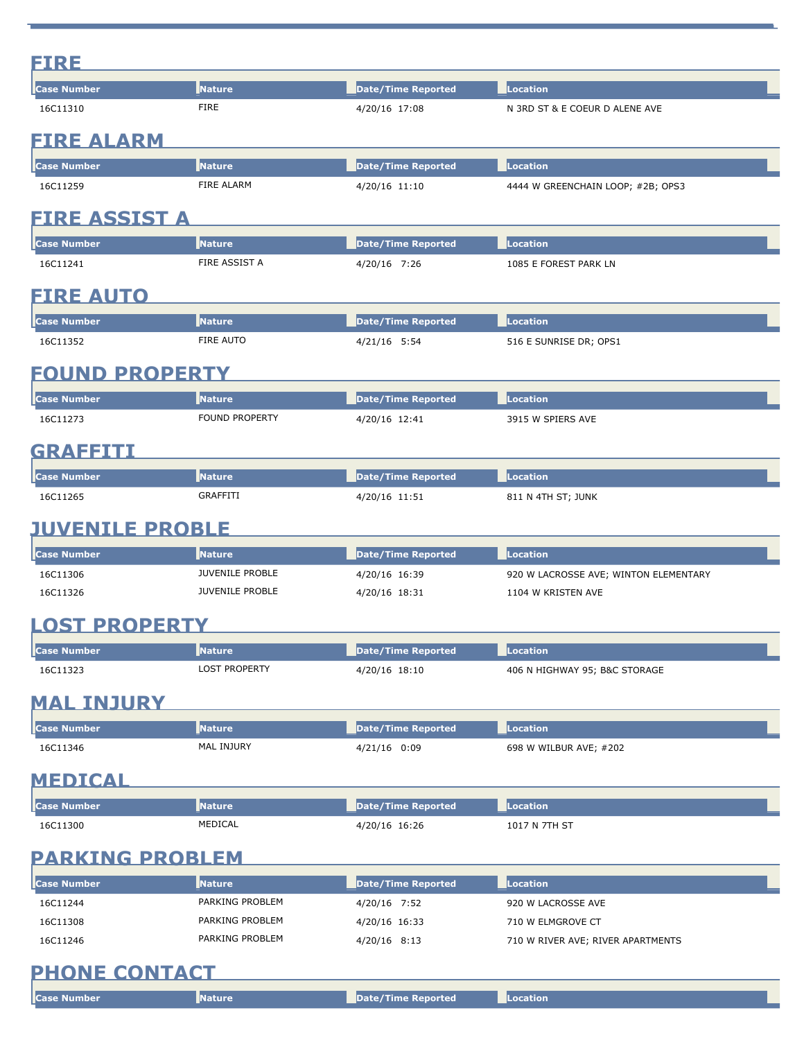## FIRE

| Case Number | Nature | Date/Time Reported | Location |
|---|---|---|---|
| 16C11310 | FIRE | 4/20/16 17:08 | N 3RD ST & E COEUR D ALENE AVE |

## FIRE ALARM

| Case Number | Nature | Date/Time Reported | Location |
|---|---|---|---|
| 16C11259 | FIRE ALARM | 4/20/16 11:10 | 4444 W GREENCHAIN LOOP; #2B; OPS3 |

## FIRE ASSIST A

| Case Number | Nature | Date/Time Reported | Location |
|---|---|---|---|
| 16C11241 | FIRE ASSIST A | 4/20/16 7:26 | 1085 E FOREST PARK LN |

## FIRE AUTO

| Case Number | Nature | Date/Time Reported | Location |
|---|---|---|---|
| 16C11352 | FIRE AUTO | 4/21/16 5:54 | 516 E SUNRISE DR; OPS1 |

## FOUND PROPERTY

| Case Number | Nature | Date/Time Reported | Location |
|---|---|---|---|
| 16C11273 | FOUND PROPERTY | 4/20/16 12:41 | 3915 W SPIERS AVE |

## GRAFFITI

| Case Number | Nature | Date/Time Reported | Location |
|---|---|---|---|
| 16C11265 | GRAFFITI | 4/20/16 11:51 | 811 N 4TH ST; JUNK |

## JUVENILE PROBLE

| Case Number | Nature | Date/Time Reported | Location |
|---|---|---|---|
| 16C11306 | JUVENILE PROBLE | 4/20/16 16:39 | 920 W LACROSSE AVE; WINTON ELEMENTARY |
| 16C11326 | JUVENILE PROBLE | 4/20/16 18:31 | 1104 W KRISTEN AVE |

## LOST PROPERTY

| Case Number | Nature | Date/Time Reported | Location |
|---|---|---|---|
| 16C11323 | LOST PROPERTY | 4/20/16 18:10 | 406 N HIGHWAY 95; B&C STORAGE |

## MAL INJURY

| Case Number | Nature | Date/Time Reported | Location |
|---|---|---|---|
| 16C11346 | MAL INJURY | 4/21/16 0:09 | 698 W WILBUR AVE; #202 |

## MEDICAL

| Case Number | Nature | Date/Time Reported | Location |
|---|---|---|---|
| 16C11300 | MEDICAL | 4/20/16 16:26 | 1017 N 7TH ST |

## PARKING PROBLEM

| Case Number | Nature | Date/Time Reported | Location |
|---|---|---|---|
| 16C11244 | PARKING PROBLEM | 4/20/16 7:52 | 920 W LACROSSE AVE |
| 16C11308 | PARKING PROBLEM | 4/20/16 16:33 | 710 W ELMGROVE CT |
| 16C11246 | PARKING PROBLEM | 4/20/16 8:13 | 710 W RIVER AVE; RIVER APARTMENTS |

## PHONE CONTACT

| Case Number | Nature | Date/Time Reported | Location |
|---|---|---|---|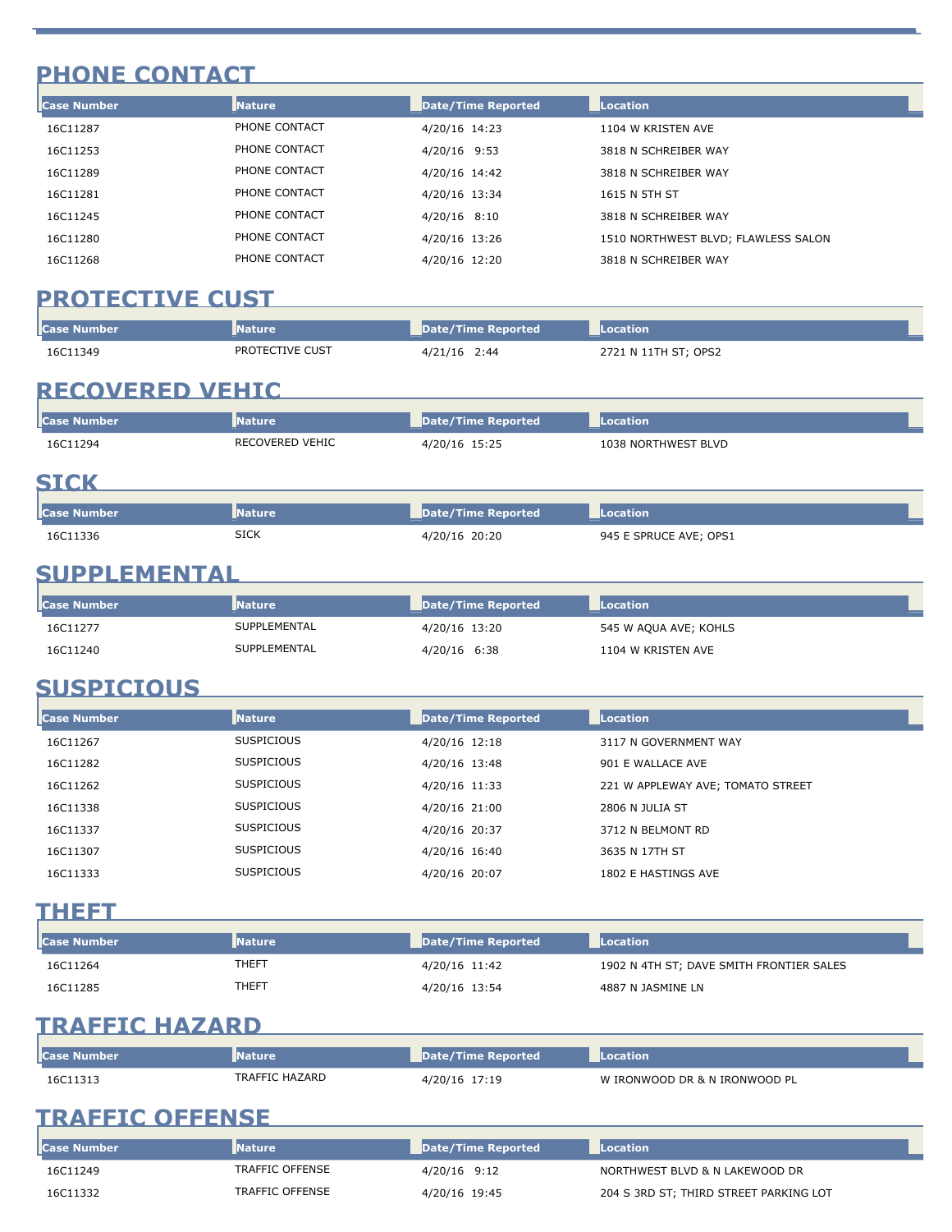## PHONE CONTACT

| Case Number | Nature | Date/Time Reported | Location |
|---|---|---|---|
| 16C11287 | PHONE CONTACT | 4/20/16 14:23 | 1104 W KRISTEN AVE |
| 16C11253 | PHONE CONTACT | 4/20/16 9:53 | 3818 N SCHREIBER WAY |
| 16C11289 | PHONE CONTACT | 4/20/16 14:42 | 3818 N SCHREIBER WAY |
| 16C11281 | PHONE CONTACT | 4/20/16 13:34 | 1615 N 5TH ST |
| 16C11245 | PHONE CONTACT | 4/20/16 8:10 | 3818 N SCHREIBER WAY |
| 16C11280 | PHONE CONTACT | 4/20/16 13:26 | 1510 NORTHWEST BLVD; FLAWLESS SALON |
| 16C11268 | PHONE CONTACT | 4/20/16 12:20 | 3818 N SCHREIBER WAY |

## PROTECTIVE CUST

| Case Number | Nature | Date/Time Reported | Location |
|---|---|---|---|
| 16C11349 | PROTECTIVE CUST | 4/21/16 2:44 | 2721 N 11TH ST; OPS2 |

## RECOVERED VEHIC

| Case Number | Nature | Date/Time Reported | Location |
|---|---|---|---|
| 16C11294 | RECOVERED VEHIC | 4/20/16 15:25 | 1038 NORTHWEST BLVD |

## SICK

| Case Number | Nature | Date/Time Reported | Location |
|---|---|---|---|
| 16C11336 | SICK | 4/20/16 20:20 | 945 E SPRUCE AVE; OPS1 |

## SUPPLEMENTAL

| Case Number | Nature | Date/Time Reported | Location |
|---|---|---|---|
| 16C11277 | SUPPLEMENTAL | 4/20/16 13:20 | 545 W AQUA AVE; KOHLS |
| 16C11240 | SUPPLEMENTAL | 4/20/16 6:38 | 1104 W KRISTEN AVE |

## SUSPICIOUS

| Case Number | Nature | Date/Time Reported | Location |
|---|---|---|---|
| 16C11267 | SUSPICIOUS | 4/20/16 12:18 | 3117 N GOVERNMENT WAY |
| 16C11282 | SUSPICIOUS | 4/20/16 13:48 | 901 E WALLACE AVE |
| 16C11262 | SUSPICIOUS | 4/20/16 11:33 | 221 W APPLEWAY AVE; TOMATO STREET |
| 16C11338 | SUSPICIOUS | 4/20/16 21:00 | 2806 N JULIA ST |
| 16C11337 | SUSPICIOUS | 4/20/16 20:37 | 3712 N BELMONT RD |
| 16C11307 | SUSPICIOUS | 4/20/16 16:40 | 3635 N 17TH ST |
| 16C11333 | SUSPICIOUS | 4/20/16 20:07 | 1802 E HASTINGS AVE |

## THEFT

| Case Number | Nature | Date/Time Reported | Location |
|---|---|---|---|
| 16C11264 | THEFT | 4/20/16 11:42 | 1902 N 4TH ST; DAVE SMITH FRONTIER SALES |
| 16C11285 | THEFT | 4/20/16 13:54 | 4887 N JASMINE LN |

## TRAFFIC HAZARD

| Case Number | Nature | Date/Time Reported | Location |
|---|---|---|---|
| 16C11313 | TRAFFIC HAZARD | 4/20/16 17:19 | W IRONWOOD DR & N IRONWOOD PL |

## TRAFFIC OFFENSE

| Case Number | Nature | Date/Time Reported | Location |
|---|---|---|---|
| 16C11249 | TRAFFIC OFFENSE | 4/20/16 9:12 | NORTHWEST BLVD & N LAKEWOOD DR |
| 16C11332 | TRAFFIC OFFENSE | 4/20/16 19:45 | 204 S 3RD ST; THIRD STREET PARKING LOT |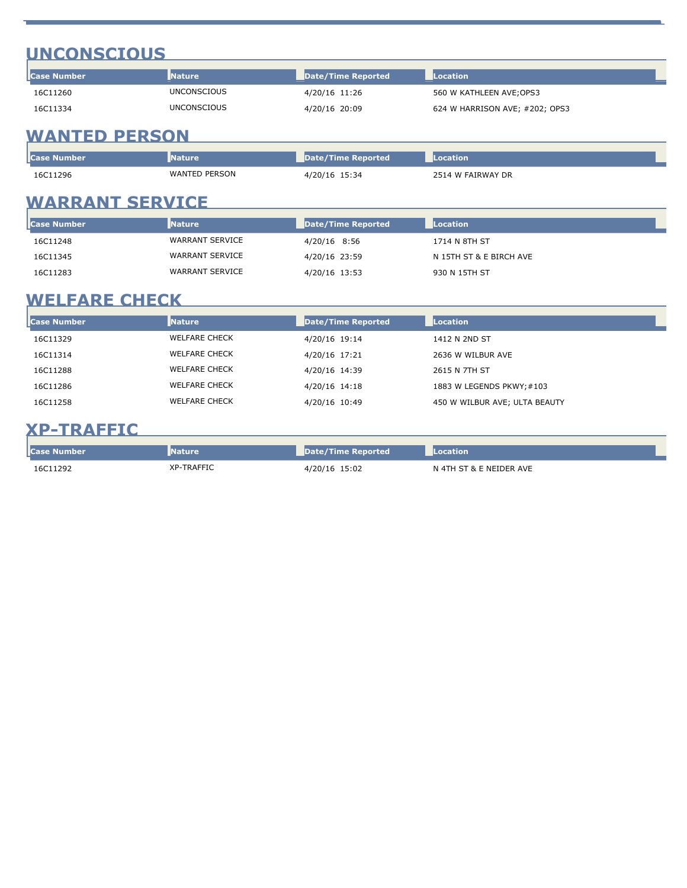## UNCONSCIOUS

| Case Number | Nature | Date/Time Reported | Location |
| --- | --- | --- | --- |
| 16C11260 | UNCONSCIOUS | 4/20/16 11:26 | 560 W KATHLEEN AVE;OPS3 |
| 16C11334 | UNCONSCIOUS | 4/20/16 20:09 | 624 W HARRISON AVE; #202; OPS3 |

## WANTED PERSON

| Case Number | Nature | Date/Time Reported | Location |
| --- | --- | --- | --- |
| 16C11296 | WANTED PERSON | 4/20/16 15:34 | 2514 W FAIRWAY DR |

## WARRANT SERVICE

| Case Number | Nature | Date/Time Reported | Location |
| --- | --- | --- | --- |
| 16C11248 | WARRANT SERVICE | 4/20/16 8:56 | 1714 N 8TH ST |
| 16C11345 | WARRANT SERVICE | 4/20/16 23:59 | N 15TH ST & E BIRCH AVE |
| 16C11283 | WARRANT SERVICE | 4/20/16 13:53 | 930 N 15TH ST |

## WELFARE CHECK

| Case Number | Nature | Date/Time Reported | Location |
| --- | --- | --- | --- |
| 16C11329 | WELFARE CHECK | 4/20/16 19:14 | 1412 N 2ND ST |
| 16C11314 | WELFARE CHECK | 4/20/16 17:21 | 2636 W WILBUR AVE |
| 16C11288 | WELFARE CHECK | 4/20/16 14:39 | 2615 N 7TH ST |
| 16C11286 | WELFARE CHECK | 4/20/16 14:18 | 1883 W LEGENDS PKWY;#103 |
| 16C11258 | WELFARE CHECK | 4/20/16 10:49 | 450 W WILBUR AVE; ULTA BEAUTY |

## XP-TRAFFIC

| Case Number | Nature | Date/Time Reported | Location |
| --- | --- | --- | --- |
| 16C11292 | XP-TRAFFIC | 4/20/16 15:02 | N 4TH ST & E NEIDER AVE |